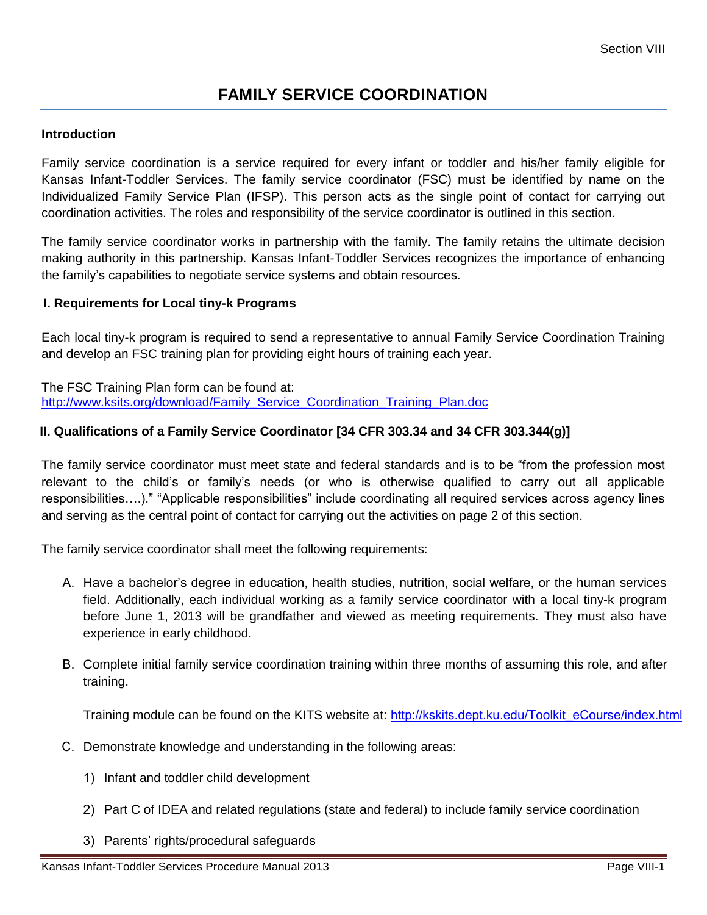# FAMILY SERVICE COORDINATION

## Introduction

Family service coordination is a service required for every infant or toddler and his/her family eligible for Kansas Infant-Toddler Services. The family service coordinator (FSC) must be identified by name on the Individualized Family Service Plan (IFSP). This person acts as the single point of contact for carrying out coordination activities. The roles and responsibility of the service coordinator is outlined in this section.

The family service coordinator works in partnership with the family. The family retains the ultimate decision making authority in this partnership. Kansas Infant-Toddler Services recognizes the importance of enhancing the family's capabilities to negotiate service systems and obtain resources.

## I. Requirements for Local tiny-k Programs

Each local tiny-k program is required to send a representative to annual Family Service Coordination Training and develop an FSC training plan for providing eight hours of training each year.

The FSC Training Plan form can be found at:
http://www.ksits.org/download/Family_Service_Coordination_Training_Plan.doc

## II. Qualifications of a Family Service Coordinator [34 CFR 303.34 and 34 CFR 303.344(g)]

The family service coordinator must meet state and federal standards and is to be "from the profession most relevant to the child's or family's needs (or who is otherwise qualified to carry out all applicable responsibilities….)." "Applicable responsibilities" include coordinating all required services across agency lines and serving as the central point of contact for carrying out the activities on page 2 of this section.

The family service coordinator shall meet the following requirements:

A. Have a bachelor's degree in education, health studies, nutrition, social welfare, or the human services field. Additionally, each individual working as a family service coordinator with a local tiny-k program before June 1, 2013 will be grandfather and viewed as meeting requirements. They must also have experience in early childhood.

B. Complete initial family service coordination training within three months of assuming this role, and after training.

   Training module can be found on the KITS website at: http://kskits.dept.ku.edu/Toolkit_eCourse/index.html

C. Demonstrate knowledge and understanding in the following areas:

   1) Infant and toddler child development

   2) Part C of IDEA and related regulations (state and federal) to include family service coordination

   3) Parents' rights/procedural safeguards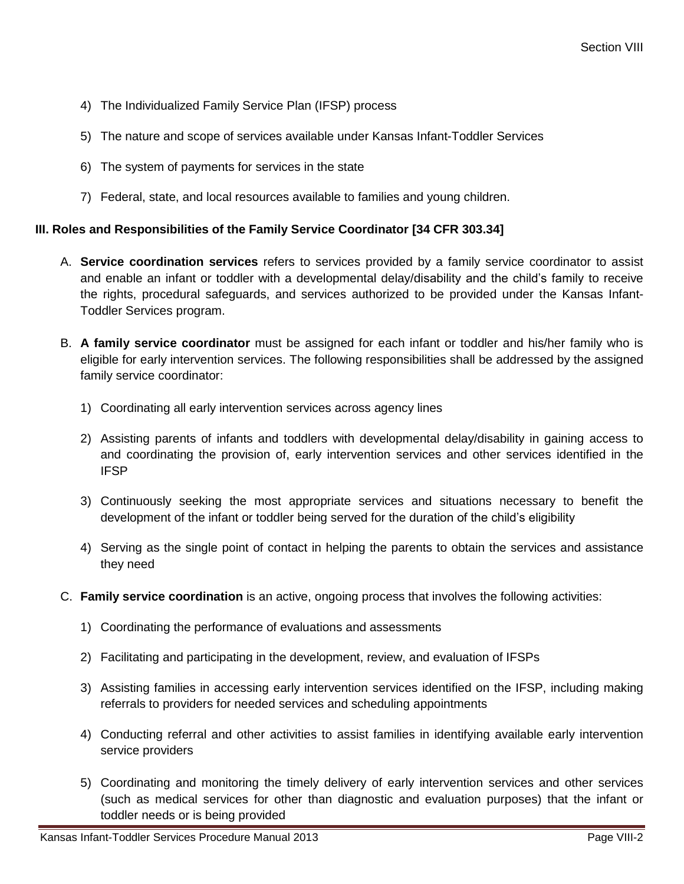4) The Individualized Family Service Plan (IFSP) process

5) The nature and scope of services available under Kansas Infant-Toddler Services

6) The system of payments for services in the state

7) Federal, state, and local resources available to families and young children.

### III. Roles and Responsibilities of the Family Service Coordinator [34 CFR 303.34]

A. **Service coordination services** refers to services provided by a family service coordinator to assist and enable an infant or toddler with a developmental delay/disability and the child's family to receive the rights, procedural safeguards, and services authorized to be provided under the Kansas Infant-Toddler Services program.

B. **A family service coordinator** must be assigned for each infant or toddler and his/her family who is eligible for early intervention services. The following responsibilities shall be addressed by the assigned family service coordinator:

   1) Coordinating all early intervention services across agency lines

   2) Assisting parents of infants and toddlers with developmental delay/disability in gaining access to and coordinating the provision of, early intervention services and other services identified in the IFSP

   3) Continuously seeking the most appropriate services and situations necessary to benefit the development of the infant or toddler being served for the duration of the child's eligibility

   4) Serving as the single point of contact in helping the parents to obtain the services and assistance they need

C. **Family service coordination** is an active, ongoing process that involves the following activities:

   1) Coordinating the performance of evaluations and assessments

   2) Facilitating and participating in the development, review, and evaluation of IFSPs

   3) Assisting families in accessing early intervention services identified on the IFSP, including making referrals to providers for needed services and scheduling appointments

   4) Conducting referral and other activities to assist families in identifying available early intervention service providers

   5) Coordinating and monitoring the timely delivery of early intervention services and other services (such as medical services for other than diagnostic and evaluation purposes) that the infant or toddler needs or is being provided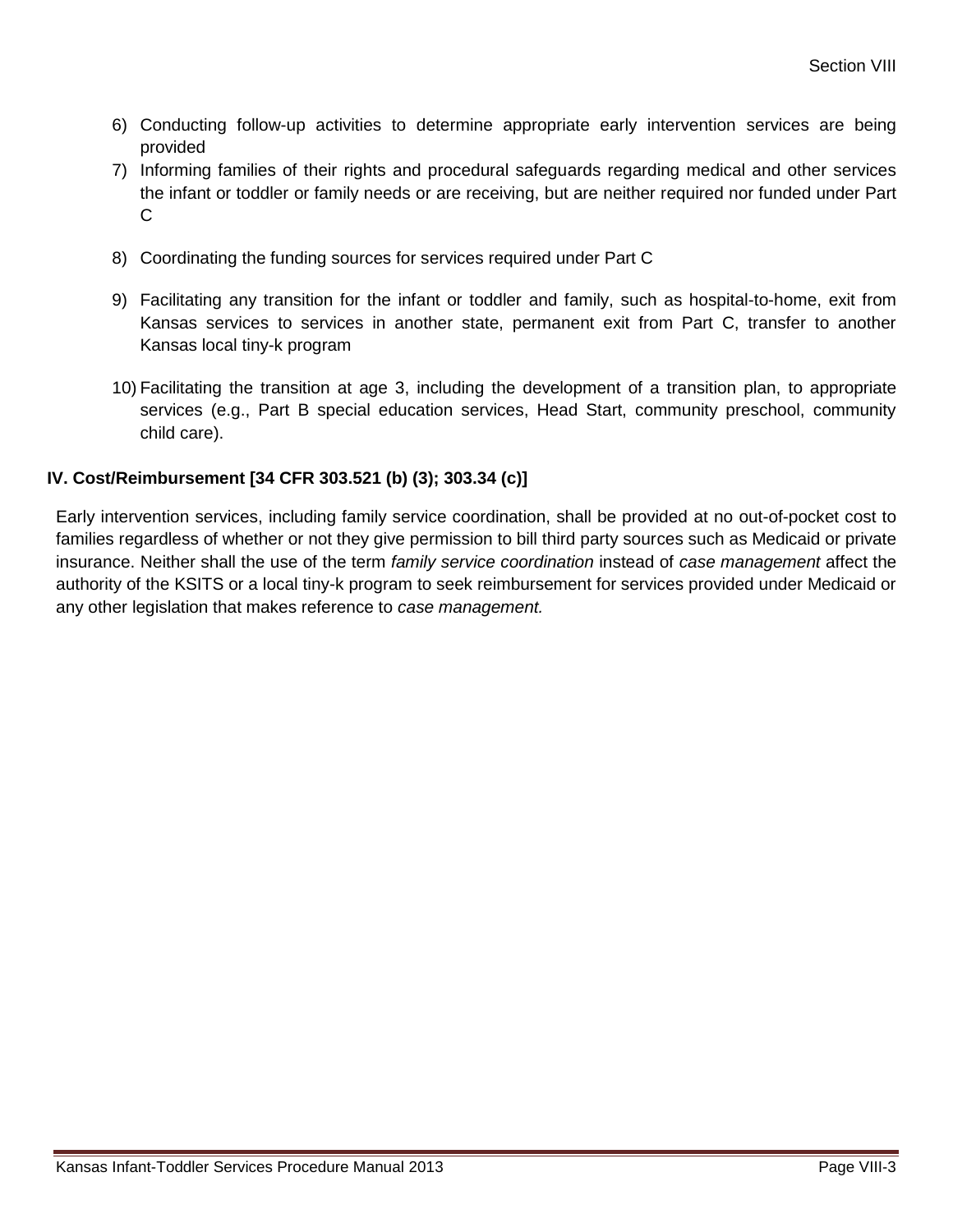6) Conducting follow-up activities to determine appropriate early intervention services are being provided
7) Informing families of their rights and procedural safeguards regarding medical and other services the infant or toddler or family needs or are receiving, but are neither required nor funded under Part C
8) Coordinating the funding sources for services required under Part C
9) Facilitating any transition for the infant or toddler and family, such as hospital-to-home, exit from Kansas services to services in another state, permanent exit from Part C, transfer to another Kansas local tiny-k program
10) Facilitating the transition at age 3, including the development of a transition plan, to appropriate services (e.g., Part B special education services, Head Start, community preschool, community child care).

## IV. Cost/Reimbursement [34 CFR 303.521 (b) (3); 303.34 (c)]

Early intervention services, including family service coordination, shall be provided at no out-of-pocket cost to families regardless of whether or not they give permission to bill third party sources such as Medicaid or private insurance. Neither shall the use of the term *family service coordination* instead of *case management* affect the authority of the KSITS or a local tiny-k program to seek reimbursement for services provided under Medicaid or any other legislation that makes reference to *case management.*